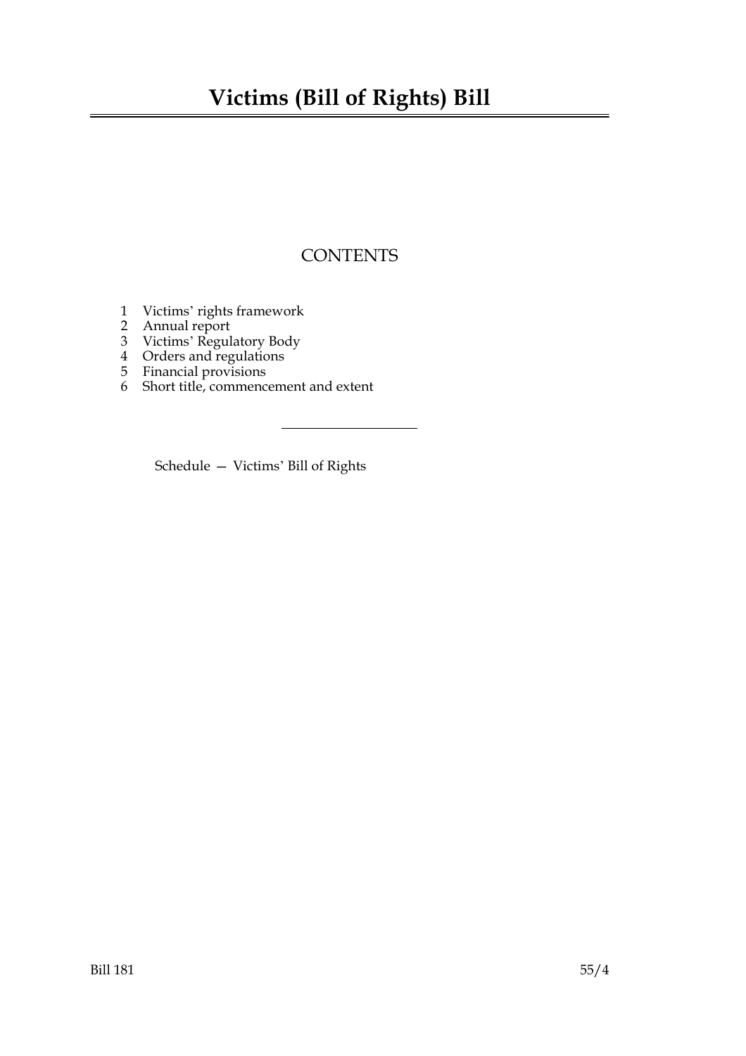# Victims (Bill of Rights) Bill

## CONTENTS

1 Victims' rights framework
2 Annual report
3 Victims' Regulatory Body
4 Orders and regulations
5 Financial provisions
6 Short title, commencement and extent

---

Schedule — Victims' Bill of Rights

Bill 181 55/4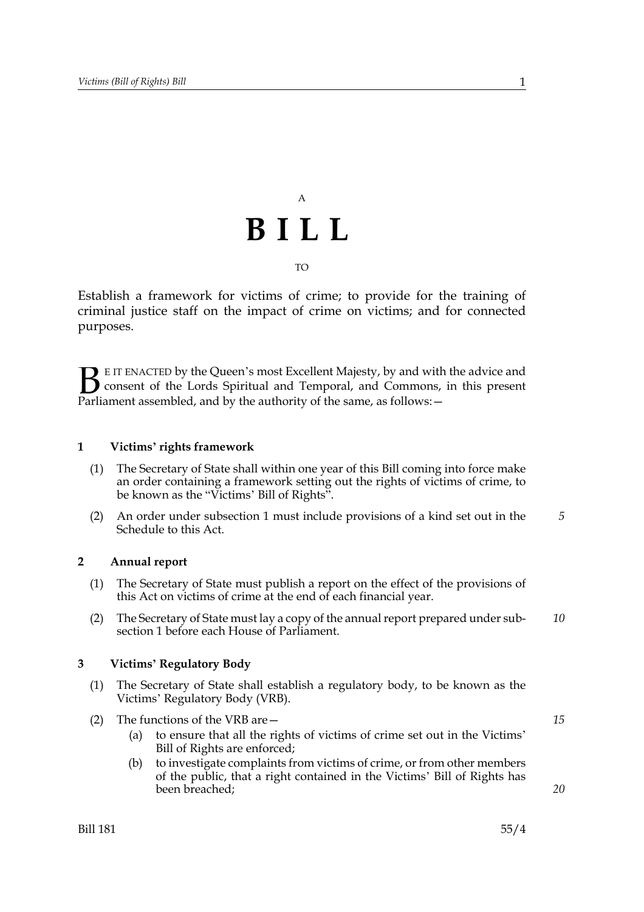A

# B I L L

TO

Establish a framework for victims of crime; to provide for the training of criminal justice staff on the impact of crime on victims; and for connected purposes.

BE IT ENACTED by the Queen's most Excellent Majesty, by and with the advice and consent of the Lords Spiritual and Temporal, and Commons, in this present Parliament assembled, and by the authority of the same, as follows:—

**1 Victims' rights framework**

(1) The Secretary of State shall within one year of this Bill coming into force make an order containing a framework setting out the rights of victims of crime, to be known as the "Victims' Bill of Rights".

(2) An order under subsection 1 must include provisions of a kind set out in the Schedule to this Act.

**2 Annual report**

(1) The Secretary of State must publish a report on the effect of the provisions of this Act on victims of crime at the end of each financial year.

(2) The Secretary of State must lay a copy of the annual report prepared under sub-section 1 before each House of Parliament.

**3 Victims' Regulatory Body**

(1) The Secretary of State shall establish a regulatory body, to be known as the Victims' Regulatory Body (VRB).

(2) The functions of the VRB are—

(a) to ensure that all the rights of victims of crime set out in the Victims' Bill of Rights are enforced;

(b) to investigate complaints from victims of crime, or from other members of the public, that a right contained in the Victims' Bill of Rights has been breached;

Bill 181 55/4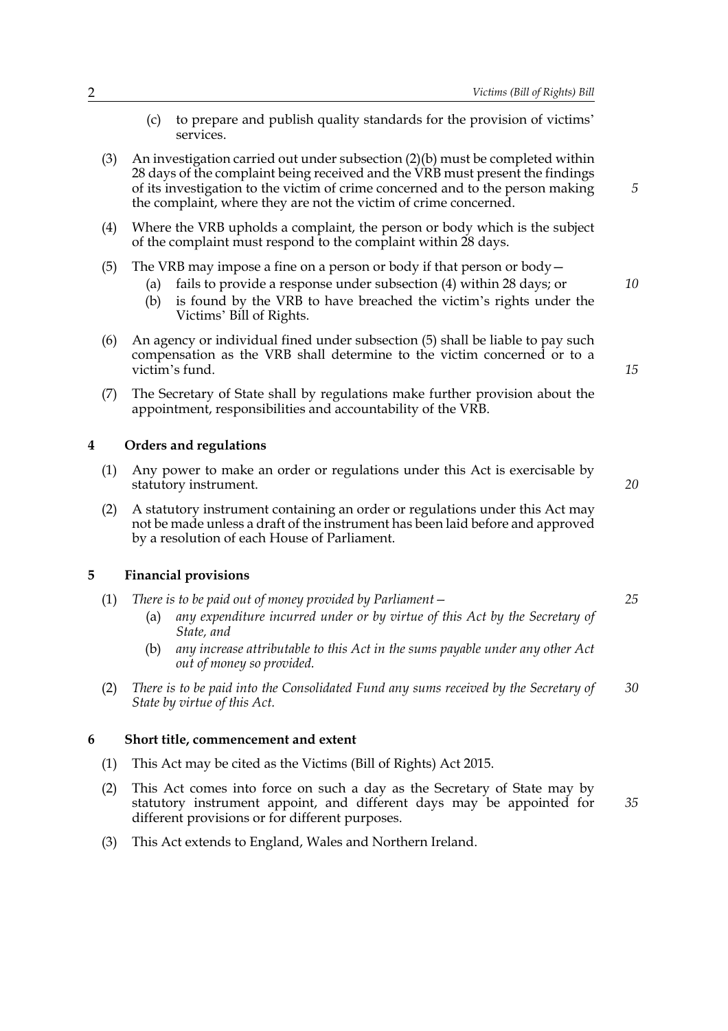(c) to prepare and publish quality standards for the provision of victims' services.

(3) An investigation carried out under subsection (2)(b) must be completed within 28 days of the complaint being received and the VRB must present the findings of its investigation to the victim of crime concerned and to the person making the complaint, where they are not the victim of crime concerned.

(4) Where the VRB upholds a complaint, the person or body which is the subject of the complaint must respond to the complaint within 28 days.

(5) The VRB may impose a fine on a person or body if that person or body—

(a) fails to provide a response under subsection (4) within 28 days; or

(b) is found by the VRB to have breached the victim's rights under the Victims' Bill of Rights.

(6) An agency or individual fined under subsection (5) shall be liable to pay such compensation as the VRB shall determine to the victim concerned or to a victim's fund.

(7) The Secretary of State shall by regulations make further provision about the appointment, responsibilities and accountability of the VRB.

## 4 Orders and regulations

(1) Any power to make an order or regulations under this Act is exercisable by statutory instrument.

(2) A statutory instrument containing an order or regulations under this Act may not be made unless a draft of the instrument has been laid before and approved by a resolution of each House of Parliament.

## 5 Financial provisions

(1) *There is to be paid out of money provided by Parliament—*

(a) *any expenditure incurred under or by virtue of this Act by the Secretary of State, and*

(b) *any increase attributable to this Act in the sums payable under any other Act out of money so provided.*

(2) *There is to be paid into the Consolidated Fund any sums received by the Secretary of State by virtue of this Act.*

## 6 Short title, commencement and extent

(1) This Act may be cited as the Victims (Bill of Rights) Act 2015.

(2) This Act comes into force on such a day as the Secretary of State may by statutory instrument appoint, and different days may be appointed for different provisions or for different purposes.

(3) This Act extends to England, Wales and Northern Ireland.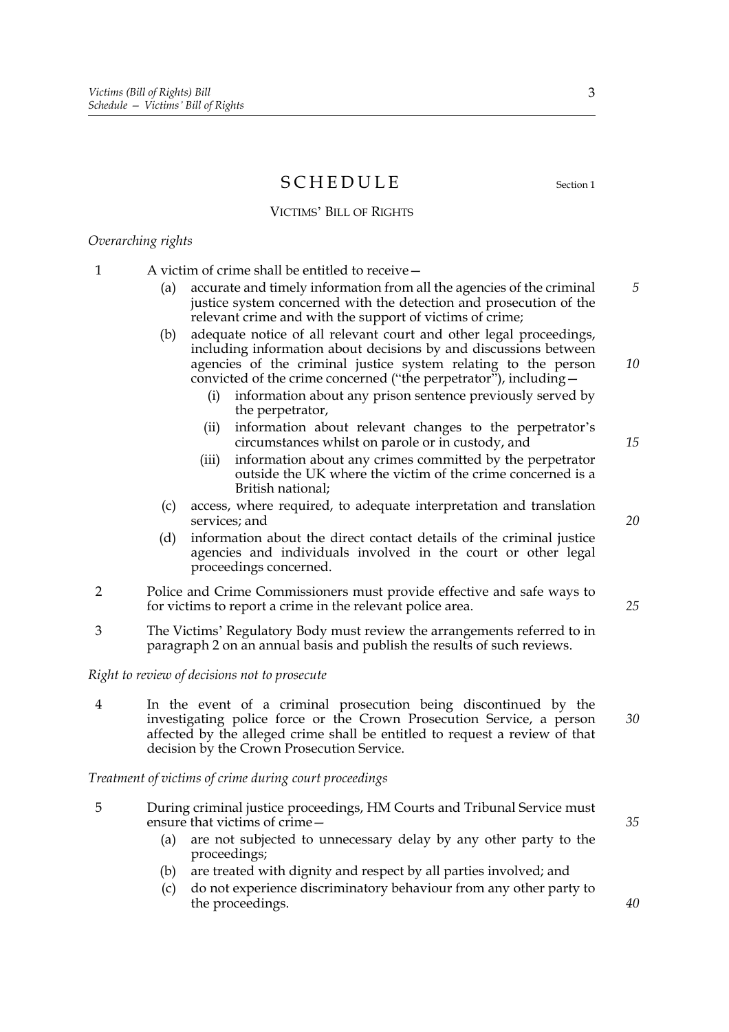# SCHEDULE

Section 1

## VICTIMS' BILL OF RIGHTS

*Overarching rights*

1 A victim of crime shall be entitled to receive—

(a) accurate and timely information from all the agencies of the criminal justice system concerned with the detection and prosecution of the relevant crime and with the support of victims of crime;

(b) adequate notice of all relevant court and other legal proceedings, including information about decisions by and discussions between agencies of the criminal justice system relating to the person convicted of the crime concerned ("the perpetrator"), including—

(i) information about any prison sentence previously served by the perpetrator,

(ii) information about relevant changes to the perpetrator's circumstances whilst on parole or in custody, and

(iii) information about any crimes committed by the perpetrator outside the UK where the victim of the crime concerned is a British national;

(c) access, where required, to adequate interpretation and translation services; and

(d) information about the direct contact details of the criminal justice agencies and individuals involved in the court or other legal proceedings concerned.

2 Police and Crime Commissioners must provide effective and safe ways to for victims to report a crime in the relevant police area.

3 The Victims' Regulatory Body must review the arrangements referred to in paragraph 2 on an annual basis and publish the results of such reviews.

*Right to review of decisions not to prosecute*

4 In the event of a criminal prosecution being discontinued by the investigating police force or the Crown Prosecution Service, a person affected by the alleged crime shall be entitled to request a review of that decision by the Crown Prosecution Service.

*Treatment of victims of crime during court proceedings*

5 During criminal justice proceedings, HM Courts and Tribunal Service must ensure that victims of crime—

(a) are not subjected to unnecessary delay by any other party to the proceedings;

(b) are treated with dignity and respect by all parties involved; and

(c) do not experience discriminatory behaviour from any other party to the proceedings.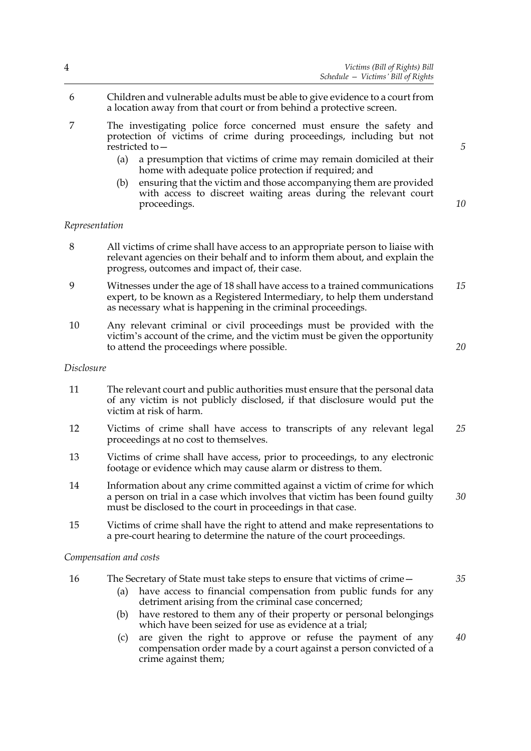6 Children and vulnerable adults must be able to give evidence to a court from a location away from that court or from behind a protective screen.

7 The investigating police force concerned must ensure the safety and protection of victims of crime during proceedings, including but not restricted to—

   (a) a presumption that victims of crime may remain domiciled at their home with adequate police protection if required; and

   (b) ensuring that the victim and those accompanying them are provided with access to discreet waiting areas during the relevant court proceedings.

*Representation*

8 All victims of crime shall have access to an appropriate person to liaise with relevant agencies on their behalf and to inform them about, and explain the progress, outcomes and impact of, their case.

9 Witnesses under the age of 18 shall have access to a trained communications expert, to be known as a Registered Intermediary, to help them understand as necessary what is happening in the criminal proceedings.

10 Any relevant criminal or civil proceedings must be provided with the victim's account of the crime, and the victim must be given the opportunity to attend the proceedings where possible.

*Disclosure*

11 The relevant court and public authorities must ensure that the personal data of any victim is not publicly disclosed, if that disclosure would put the victim at risk of harm.

12 Victims of crime shall have access to transcripts of any relevant legal proceedings at no cost to themselves.

13 Victims of crime shall have access, prior to proceedings, to any electronic footage or evidence which may cause alarm or distress to them.

14 Information about any crime committed against a victim of crime for which a person on trial in a case which involves that victim has been found guilty must be disclosed to the court in proceedings in that case.

15 Victims of crime shall have the right to attend and make representations to a pre-court hearing to determine the nature of the court proceedings.

*Compensation and costs*

16 The Secretary of State must take steps to ensure that victims of crime—

   (a) have access to financial compensation from public funds for any detriment arising from the criminal case concerned;

   (b) have restored to them any of their property or personal belongings which have been seized for use as evidence at a trial;

   (c) are given the right to approve or refuse the payment of any compensation order made by a court against a person convicted of a crime against them;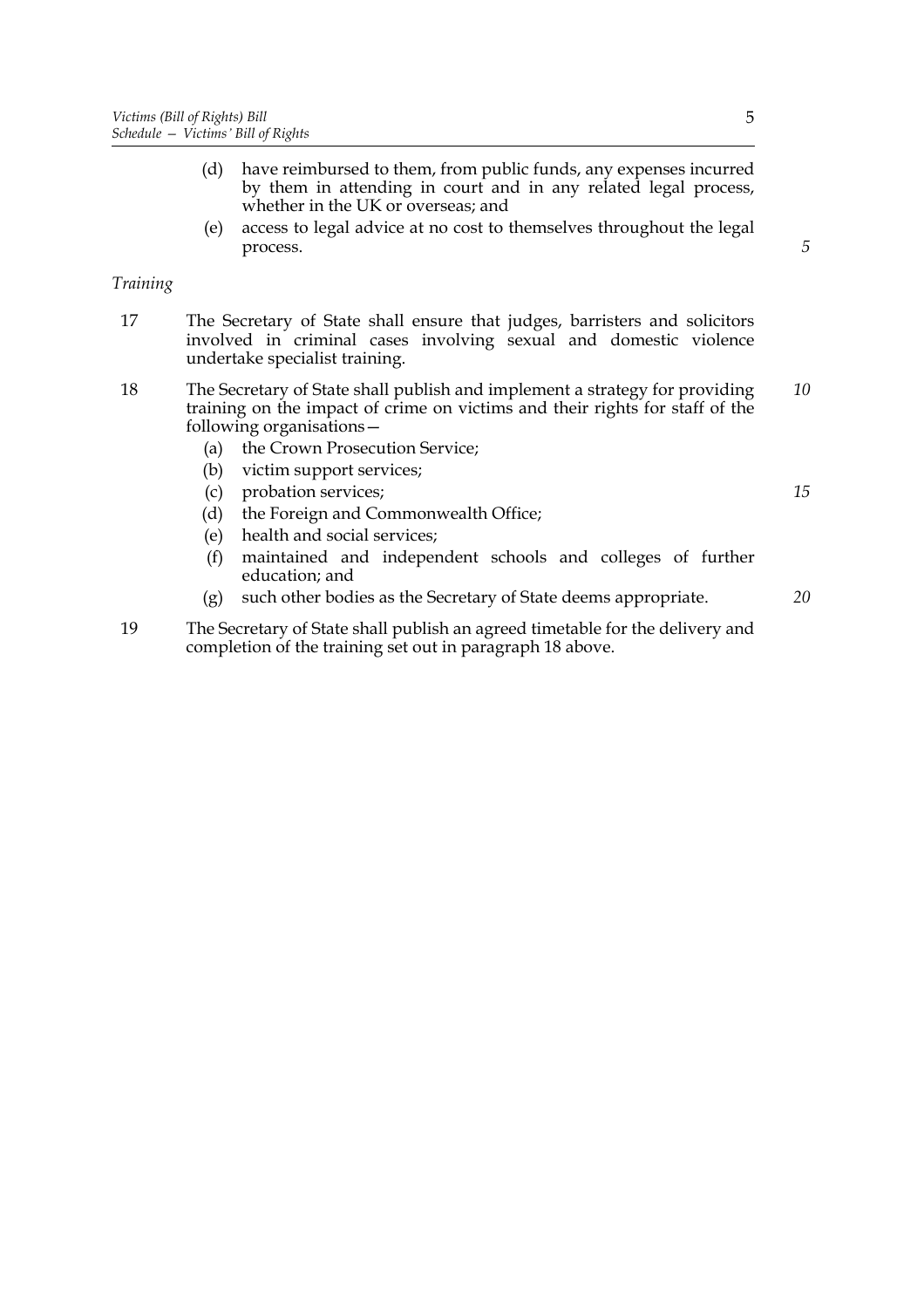(d) have reimbursed to them, from public funds, any expenses incurred by them in attending in court and in any related legal process, whether in the UK or overseas; and

(e) access to legal advice at no cost to themselves throughout the legal process.

*Training*

17 The Secretary of State shall ensure that judges, barristers and solicitors involved in criminal cases involving sexual and domestic violence undertake specialist training.

18 The Secretary of State shall publish and implement a strategy for providing training on the impact of crime on victims and their rights for staff of the following organisations—

(a) the Crown Prosecution Service;

(b) victim support services;

(c) probation services;

(d) the Foreign and Commonwealth Office;

(e) health and social services;

(f) maintained and independent schools and colleges of further education; and

(g) such other bodies as the Secretary of State deems appropriate.

19 The Secretary of State shall publish an agreed timetable for the delivery and completion of the training set out in paragraph 18 above.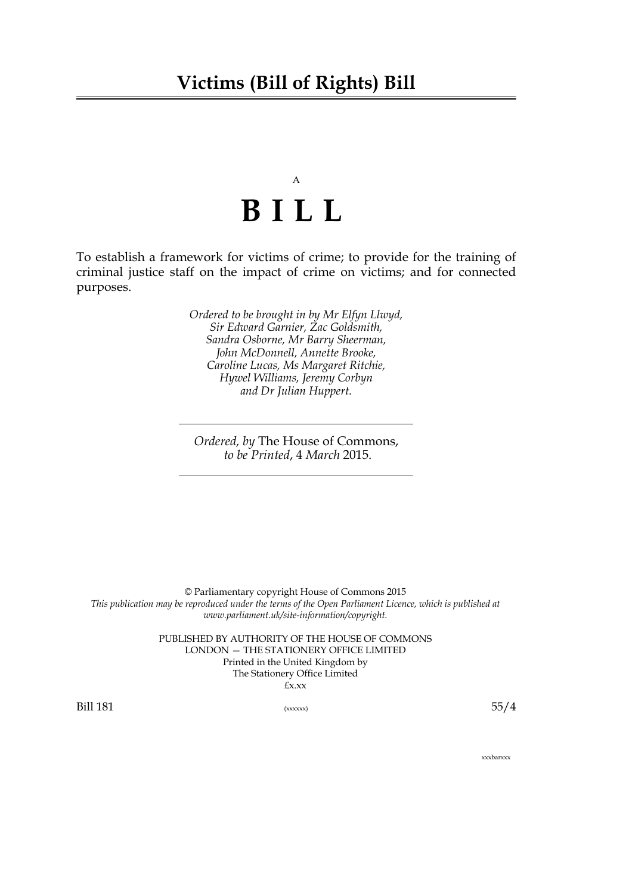# Victims (Bill of Rights) Bill

A

# B I L L

To establish a framework for victims of crime; to provide for the training of criminal justice staff on the impact of crime on victims; and for connected purposes.

*Ordered to be brought in by Mr Elfyn Llwyd, Sir Edward Garnier, Zac Goldsmith, Sandra Osborne, Mr Barry Sheerman, John McDonnell, Annette Brooke, Caroline Lucas, Ms Margaret Ritchie, Hywel Williams, Jeremy Corbyn and Dr Julian Huppert.*

---

*Ordered, by* The House of Commons, *to be Printed*, 4 *March* 2015.

---

© Parliamentary copyright House of Commons 2015
*This publication may be reproduced under the terms of the Open Parliament Licence, which is published at www.parliament.uk/site-information/copyright.*

PUBLISHED BY AUTHORITY OF THE HOUSE OF COMMONS
LONDON — THE STATIONERY OFFICE LIMITED
Printed in the United Kingdom by
The Stationery Office Limited
£x.xx

Bill 181 (xxxxxx) 55/4

xxxbarxxx